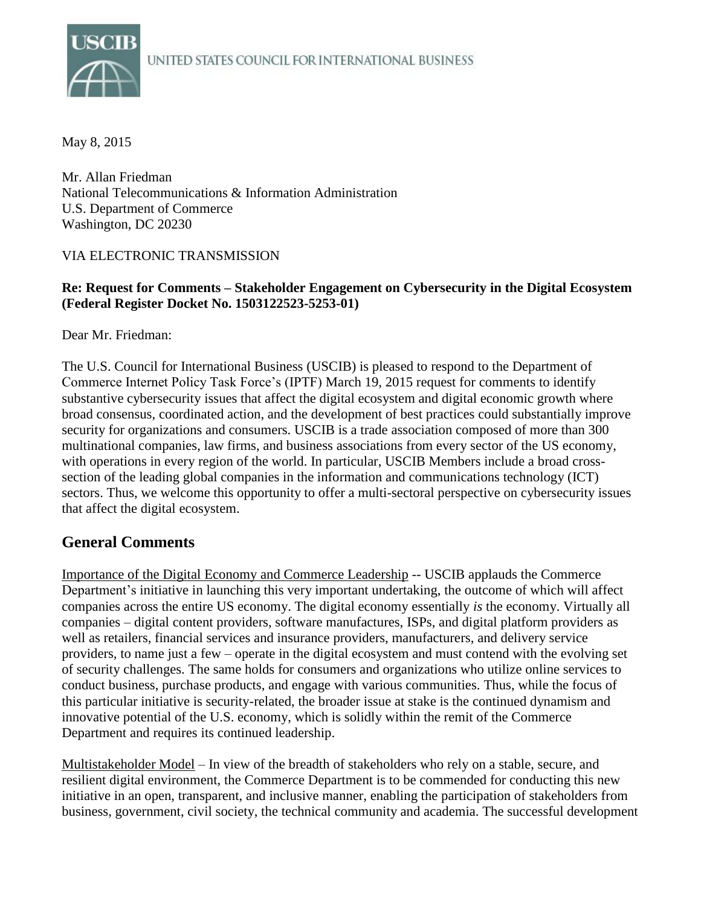UNITED STATES COUNCIL FOR INTERNATIONAL BUSINESS

May 8, 2015

Mr. Allan Friedman
National Telecommunications & Information Administration
U.S. Department of Commerce
Washington, DC 20230

VIA ELECTRONIC TRANSMISSION

**Re: Request for Comments – Stakeholder Engagement on Cybersecurity in the Digital Ecosystem (Federal Register Docket No. 1503122523-5253-01)**

Dear Mr. Friedman:

The U.S. Council for International Business (USCIB) is pleased to respond to the Department of Commerce Internet Policy Task Force's (IPTF) March 19, 2015 request for comments to identify substantive cybersecurity issues that affect the digital ecosystem and digital economic growth where broad consensus, coordinated action, and the development of best practices could substantially improve security for organizations and consumers. USCIB is a trade association composed of more than 300 multinational companies, law firms, and business associations from every sector of the US economy, with operations in every region of the world. In particular, USCIB Members include a broad cross-section of the leading global companies in the information and communications technology (ICT) sectors. Thus, we welcome this opportunity to offer a multi-sectoral perspective on cybersecurity issues that affect the digital ecosystem.

## General Comments

Importance of the Digital Economy and Commerce Leadership -- USCIB applauds the Commerce Department's initiative in launching this very important undertaking, the outcome of which will affect companies across the entire US economy. The digital economy essentially *is* the economy. Virtually all companies – digital content providers, software manufactures, ISPs, and digital platform providers as well as retailers, financial services and insurance providers, manufacturers, and delivery service providers, to name just a few – operate in the digital ecosystem and must contend with the evolving set of security challenges. The same holds for consumers and organizations who utilize online services to conduct business, purchase products, and engage with various communities. Thus, while the focus of this particular initiative is security-related, the broader issue at stake is the continued dynamism and innovative potential of the U.S. economy, which is solidly within the remit of the Commerce Department and requires its continued leadership.

Multistakeholder Model – In view of the breadth of stakeholders who rely on a stable, secure, and resilient digital environment, the Commerce Department is to be commended for conducting this new initiative in an open, transparent, and inclusive manner, enabling the participation of stakeholders from business, government, civil society, the technical community and academia. The successful development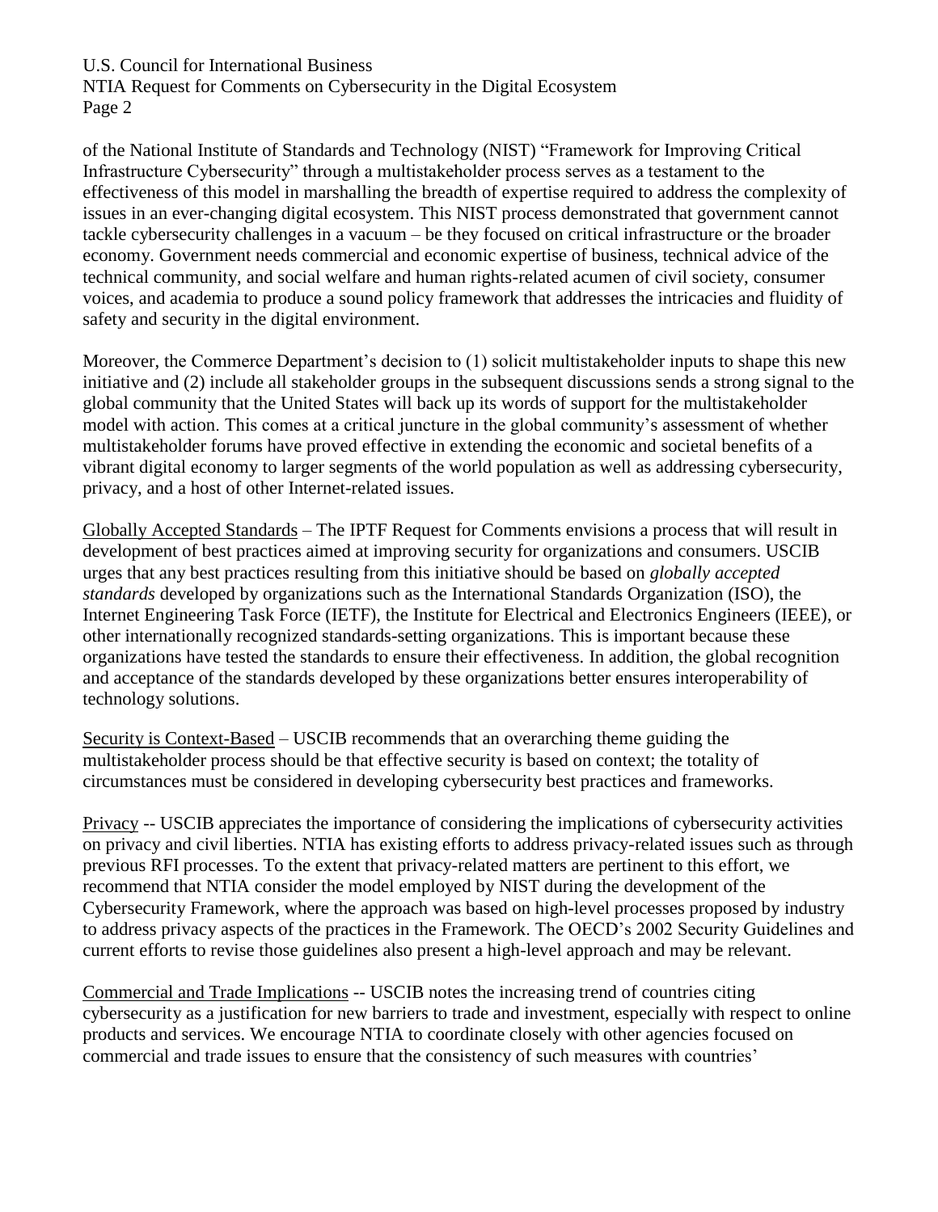of the National Institute of Standards and Technology (NIST) "Framework for Improving Critical Infrastructure Cybersecurity" through a multistakeholder process serves as a testament to the effectiveness of this model in marshalling the breadth of expertise required to address the complexity of issues in an ever-changing digital ecosystem. This NIST process demonstrated that government cannot tackle cybersecurity challenges in a vacuum – be they focused on critical infrastructure or the broader economy. Government needs commercial and economic expertise of business, technical advice of the technical community, and social welfare and human rights-related acumen of civil society, consumer voices, and academia to produce a sound policy framework that addresses the intricacies and fluidity of safety and security in the digital environment.

Moreover, the Commerce Department's decision to (1) solicit multistakeholder inputs to shape this new initiative and (2) include all stakeholder groups in the subsequent discussions sends a strong signal to the global community that the United States will back up its words of support for the multistakeholder model with action. This comes at a critical juncture in the global community's assessment of whether multistakeholder forums have proved effective in extending the economic and societal benefits of a vibrant digital economy to larger segments of the world population as well as addressing cybersecurity, privacy, and a host of other Internet-related issues.

<u>Globally Accepted Standards</u> – The IPTF Request for Comments envisions a process that will result in development of best practices aimed at improving security for organizations and consumers. USCIB urges that any best practices resulting from this initiative should be based on *globally accepted standards* developed by organizations such as the International Standards Organization (ISO), the Internet Engineering Task Force (IETF), the Institute for Electrical and Electronics Engineers (IEEE), or other internationally recognized standards-setting organizations. This is important because these organizations have tested the standards to ensure their effectiveness. In addition, the global recognition and acceptance of the standards developed by these organizations better ensures interoperability of technology solutions.

<u>Security is Context-Based</u> – USCIB recommends that an overarching theme guiding the multistakeholder process should be that effective security is based on context; the totality of circumstances must be considered in developing cybersecurity best practices and frameworks.

<u>Privacy</u> -- USCIB appreciates the importance of considering the implications of cybersecurity activities on privacy and civil liberties. NTIA has existing efforts to address privacy-related issues such as through previous RFI processes. To the extent that privacy-related matters are pertinent to this effort, we recommend that NTIA consider the model employed by NIST during the development of the Cybersecurity Framework, where the approach was based on high-level processes proposed by industry to address privacy aspects of the practices in the Framework. The OECD's 2002 Security Guidelines and current efforts to revise those guidelines also present a high-level approach and may be relevant.

<u>Commercial and Trade Implications</u> -- USCIB notes the increasing trend of countries citing cybersecurity as a justification for new barriers to trade and investment, especially with respect to online products and services. We encourage NTIA to coordinate closely with other agencies focused on commercial and trade issues to ensure that the consistency of such measures with countries'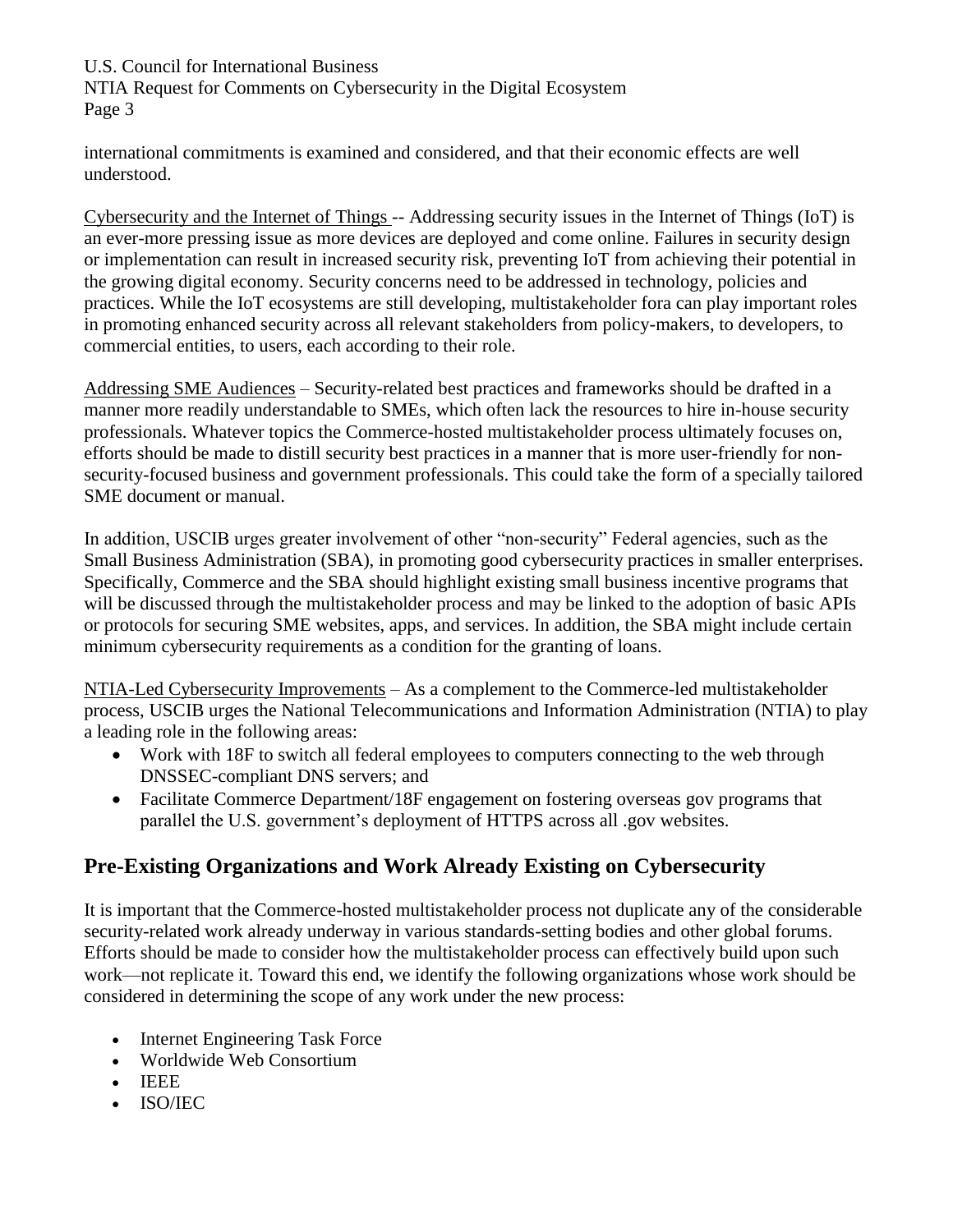international commitments is examined and considered, and that their economic effects are well understood.

<u>Cybersecurity and the Internet of Things</u> -- Addressing security issues in the Internet of Things (IoT) is an ever-more pressing issue as more devices are deployed and come online. Failures in security design or implementation can result in increased security risk, preventing IoT from achieving their potential in the growing digital economy. Security concerns need to be addressed in technology, policies and practices. While the IoT ecosystems are still developing, multistakeholder fora can play important roles in promoting enhanced security across all relevant stakeholders from policy-makers, to developers, to commercial entities, to users, each according to their role.

<u>Addressing SME Audiences</u> – Security-related best practices and frameworks should be drafted in a manner more readily understandable to SMEs, which often lack the resources to hire in-house security professionals. Whatever topics the Commerce-hosted multistakeholder process ultimately focuses on, efforts should be made to distill security best practices in a manner that is more user-friendly for non-security-focused business and government professionals. This could take the form of a specially tailored SME document or manual.

In addition, USCIB urges greater involvement of other "non-security" Federal agencies, such as the Small Business Administration (SBA), in promoting good cybersecurity practices in smaller enterprises. Specifically, Commerce and the SBA should highlight existing small business incentive programs that will be discussed through the multistakeholder process and may be linked to the adoption of basic APIs or protocols for securing SME websites, apps, and services. In addition, the SBA might include certain minimum cybersecurity requirements as a condition for the granting of loans.

<u>NTIA-Led Cybersecurity Improvements</u> – As a complement to the Commerce-led multistakeholder process, USCIB urges the National Telecommunications and Information Administration (NTIA) to play a leading role in the following areas:

- Work with 18F to switch all federal employees to computers connecting to the web through DNSSEC-compliant DNS servers; and
- Facilitate Commerce Department/18F engagement on fostering overseas gov programs that parallel the U.S. government's deployment of HTTPS across all .gov websites.

## Pre-Existing Organizations and Work Already Existing on Cybersecurity

It is important that the Commerce-hosted multistakeholder process not duplicate any of the considerable security-related work already underway in various standards-setting bodies and other global forums. Efforts should be made to consider how the multistakeholder process can effectively build upon such work—not replicate it. Toward this end, we identify the following organizations whose work should be considered in determining the scope of any work under the new process:

- Internet Engineering Task Force
- Worldwide Web Consortium
- IEEE
- ISO/IEC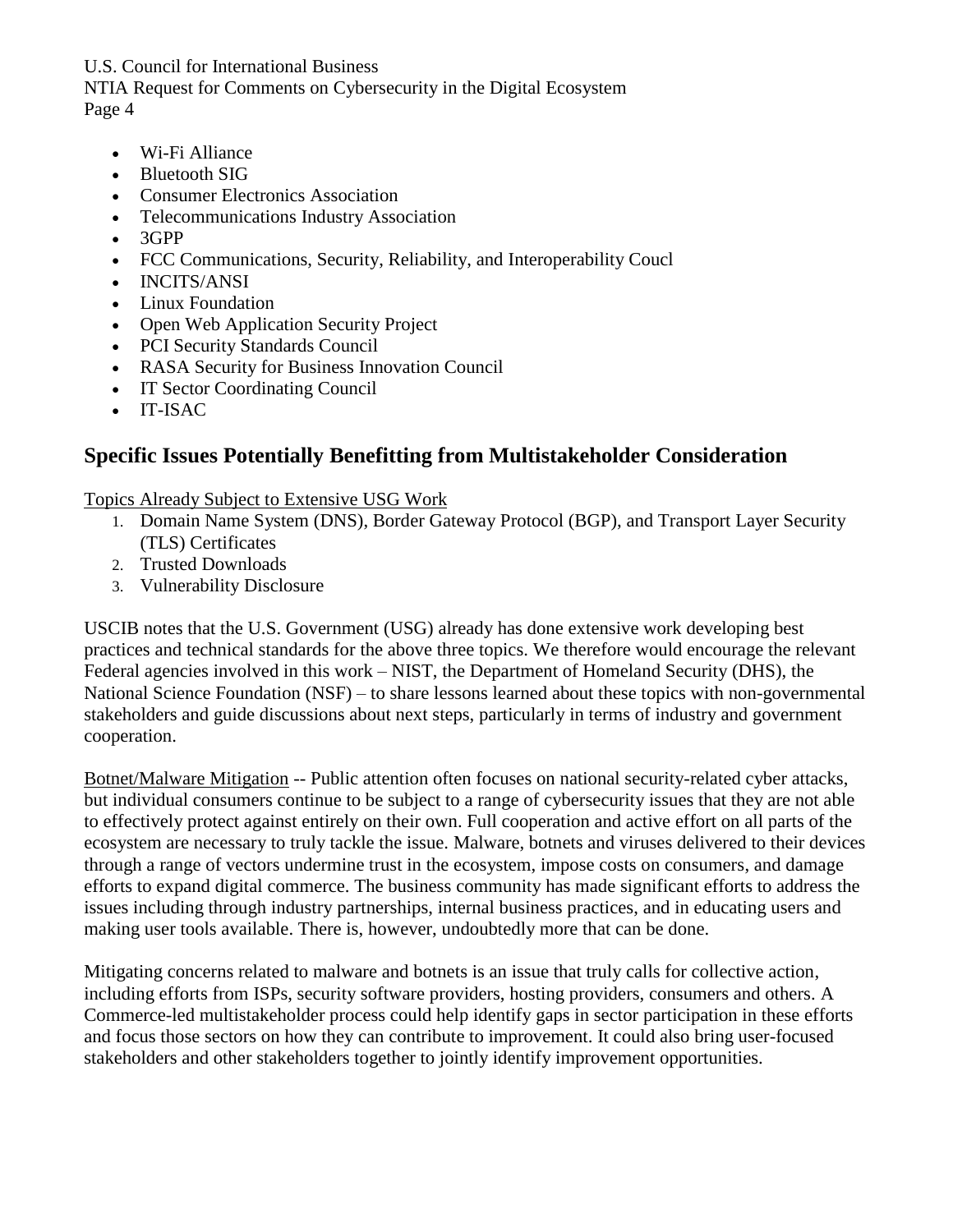- Wi-Fi Alliance
- Bluetooth SIG
- Consumer Electronics Association
- Telecommunications Industry Association
- 3GPP
- FCC Communications, Security, Reliability, and Interoperability Coucl
- INCITS/ANSI
- Linux Foundation
- Open Web Application Security Project
- PCI Security Standards Council
- RASA Security for Business Innovation Council
- IT Sector Coordinating Council
- IT-ISAC

## Specific Issues Potentially Benefitting from Multistakeholder Consideration

Topics Already Subject to Extensive USG Work

1. Domain Name System (DNS), Border Gateway Protocol (BGP), and Transport Layer Security (TLS) Certificates
2. Trusted Downloads
3. Vulnerability Disclosure

USCIB notes that the U.S. Government (USG) already has done extensive work developing best practices and technical standards for the above three topics. We therefore would encourage the relevant Federal agencies involved in this work – NIST, the Department of Homeland Security (DHS), the National Science Foundation (NSF) – to share lessons learned about these topics with non-governmental stakeholders and guide discussions about next steps, particularly in terms of industry and government cooperation.

Botnet/Malware Mitigation -- Public attention often focuses on national security-related cyber attacks, but individual consumers continue to be subject to a range of cybersecurity issues that they are not able to effectively protect against entirely on their own. Full cooperation and active effort on all parts of the ecosystem are necessary to truly tackle the issue. Malware, botnets and viruses delivered to their devices through a range of vectors undermine trust in the ecosystem, impose costs on consumers, and damage efforts to expand digital commerce. The business community has made significant efforts to address the issues including through industry partnerships, internal business practices, and in educating users and making user tools available. There is, however, undoubtedly more that can be done.

Mitigating concerns related to malware and botnets is an issue that truly calls for collective action, including efforts from ISPs, security software providers, hosting providers, consumers and others. A Commerce-led multistakeholder process could help identify gaps in sector participation in these efforts and focus those sectors on how they can contribute to improvement. It could also bring user-focused stakeholders and other stakeholders together to jointly identify improvement opportunities.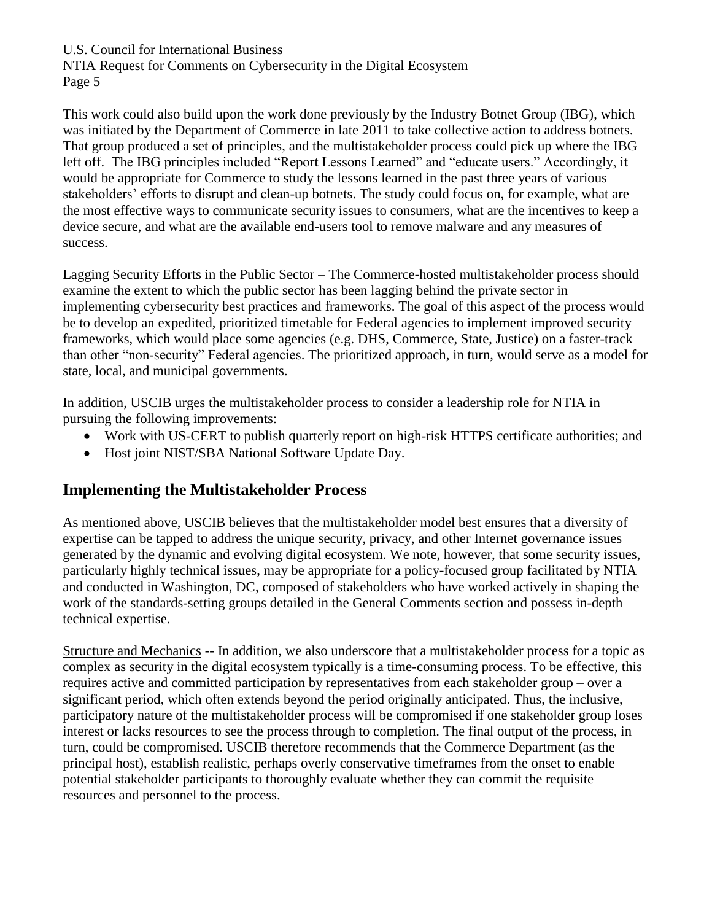This work could also build upon the work done previously by the Industry Botnet Group (IBG), which was initiated by the Department of Commerce in late 2011 to take collective action to address botnets. That group produced a set of principles, and the multistakeholder process could pick up where the IBG left off. The IBG principles included "Report Lessons Learned" and "educate users." Accordingly, it would be appropriate for Commerce to study the lessons learned in the past three years of various stakeholders' efforts to disrupt and clean-up botnets. The study could focus on, for example, what are the most effective ways to communicate security issues to consumers, what are the incentives to keep a device secure, and what are the available end-users tool to remove malware and any measures of success.

<u>Lagging Security Efforts in the Public Sector</u> – The Commerce-hosted multistakeholder process should examine the extent to which the public sector has been lagging behind the private sector in implementing cybersecurity best practices and frameworks. The goal of this aspect of the process would be to develop an expedited, prioritized timetable for Federal agencies to implement improved security frameworks, which would place some agencies (e.g. DHS, Commerce, State, Justice) on a faster-track than other "non-security" Federal agencies. The prioritized approach, in turn, would serve as a model for state, local, and municipal governments.

In addition, USCIB urges the multistakeholder process to consider a leadership role for NTIA in pursuing the following improvements:

- Work with US-CERT to publish quarterly report on high-risk HTTPS certificate authorities; and
- Host joint NIST/SBA National Software Update Day.

## Implementing the Multistakeholder Process

As mentioned above, USCIB believes that the multistakeholder model best ensures that a diversity of expertise can be tapped to address the unique security, privacy, and other Internet governance issues generated by the dynamic and evolving digital ecosystem. We note, however, that some security issues, particularly highly technical issues, may be appropriate for a policy-focused group facilitated by NTIA and conducted in Washington, DC, composed of stakeholders who have worked actively in shaping the work of the standards-setting groups detailed in the General Comments section and possess in-depth technical expertise.

<u>Structure and Mechanics</u> -- In addition, we also underscore that a multistakeholder process for a topic as complex as security in the digital ecosystem typically is a time-consuming process. To be effective, this requires active and committed participation by representatives from each stakeholder group – over a significant period, which often extends beyond the period originally anticipated. Thus, the inclusive, participatory nature of the multistakeholder process will be compromised if one stakeholder group loses interest or lacks resources to see the process through to completion. The final output of the process, in turn, could be compromised. USCIB therefore recommends that the Commerce Department (as the principal host), establish realistic, perhaps overly conservative timeframes from the onset to enable potential stakeholder participants to thoroughly evaluate whether they can commit the requisite resources and personnel to the process.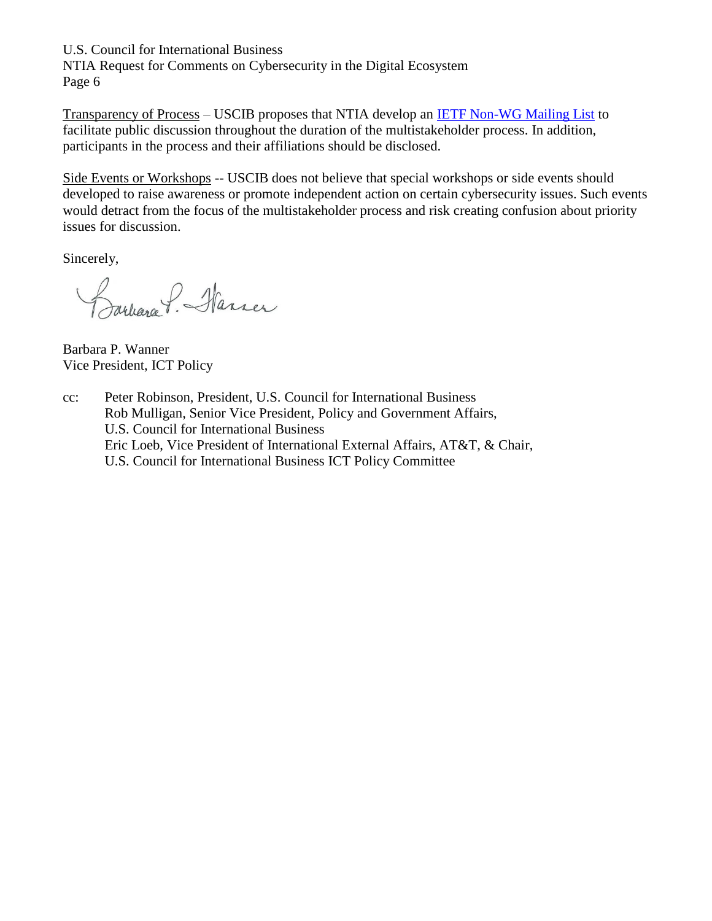Transparency of Process – USCIB proposes that NTIA develop an [IETF Non-WG Mailing List] to facilitate public discussion throughout the duration of the multistakeholder process. In addition, participants in the process and their affiliations should be disclosed.

Side Events or Workshops -- USCIB does not believe that special workshops or side events should developed to raise awareness or promote independent action on certain cybersecurity issues. Such events would detract from the focus of the multistakeholder process and risk creating confusion about priority issues for discussion.

Sincerely,

Barbara P. Wanner
Vice President, ICT Policy

cc: Peter Robinson, President, U.S. Council for International Business
Rob Mulligan, Senior Vice President, Policy and Government Affairs, U.S. Council for International Business
Eric Loeb, Vice President of International External Affairs, AT&T, & Chair, U.S. Council for International Business ICT Policy Committee